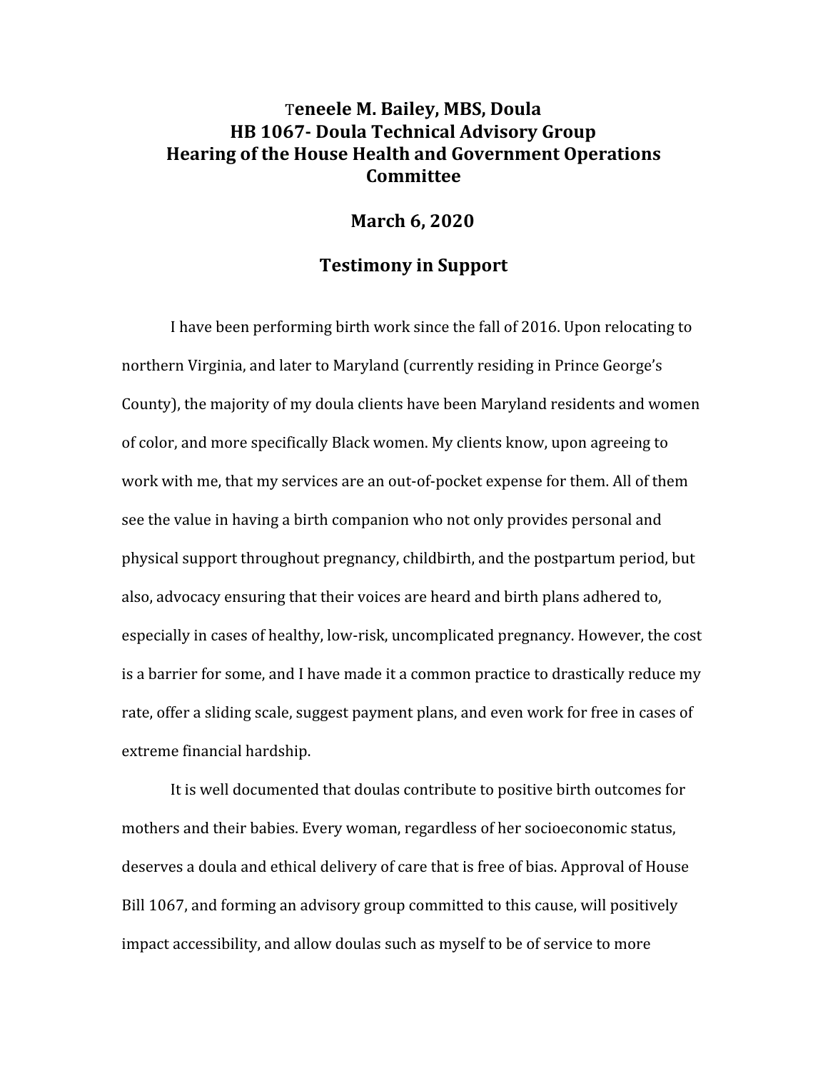# Teneele M. Bailey, MBS, Doula
# HB 1067- Doula Technical Advisory Group
# Hearing of the House Health and Government Operations Committee

## March 6, 2020

## Testimony in Support

I have been performing birth work since the fall of 2016. Upon relocating to northern Virginia, and later to Maryland (currently residing in Prince George's County), the majority of my doula clients have been Maryland residents and women of color, and more specifically Black women. My clients know, upon agreeing to work with me, that my services are an out-of-pocket expense for them. All of them see the value in having a birth companion who not only provides personal and physical support throughout pregnancy, childbirth, and the postpartum period, but also, advocacy ensuring that their voices are heard and birth plans adhered to, especially in cases of healthy, low-risk, uncomplicated pregnancy. However, the cost is a barrier for some, and I have made it a common practice to drastically reduce my rate, offer a sliding scale, suggest payment plans, and even work for free in cases of extreme financial hardship.

It is well documented that doulas contribute to positive birth outcomes for mothers and their babies. Every woman, regardless of her socioeconomic status, deserves a doula and ethical delivery of care that is free of bias. Approval of House Bill 1067, and forming an advisory group committed to this cause, will positively impact accessibility, and allow doulas such as myself to be of service to more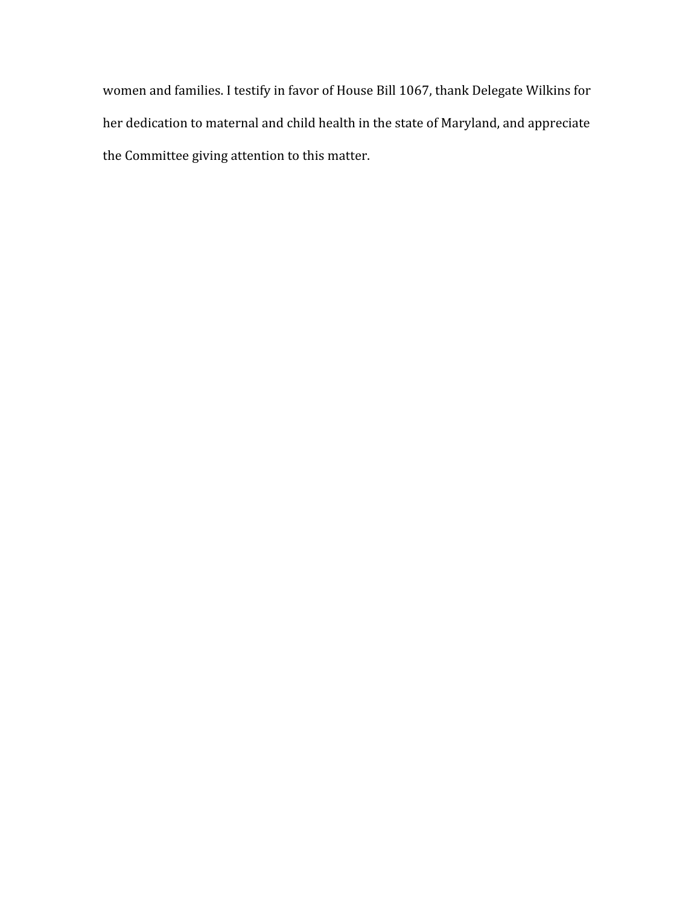women and families. I testify in favor of House Bill 1067, thank Delegate Wilkins for her dedication to maternal and child health in the state of Maryland, and appreciate the Committee giving attention to this matter.